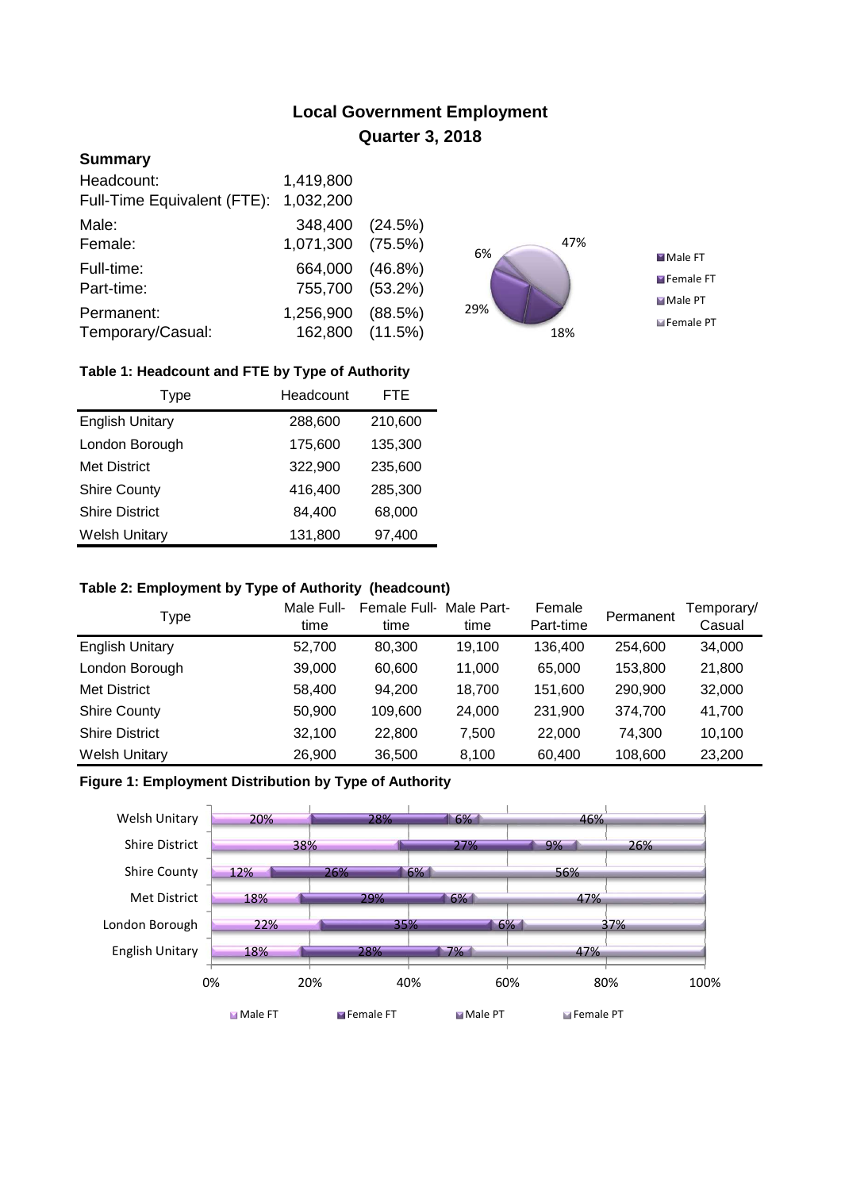# Local Government Employment

## Quarter 3, 2018

### Summary

| | | |
|---|---|---|
| Headcount: | 1,419,800 | |
| Full-Time Equivalent (FTE): | 1,032,200 | |
| Male: | 348,400 | (24.5%) |
| Female: | 1,071,300 | (75.5%) |
| Full-time: | 664,000 | (46.8%) |
| Part-time: | 755,700 | (53.2%) |
| Permanent: | 1,256,900 | (88.5%) |
| Temporary/Casual: | 162,800 | (11.5%) |

6%
47%
29%
18%

Male FT
Female FT
Male PT
Female PT

**Table 1: Headcount and FTE by Type of Authority**

| Type | Headcount | FTE |
|---|---|---|
| English Unitary | 288,600 | 210,600 |
| London Borough | 175,600 | 135,300 |
| Met District | 322,900 | 235,600 |
| Shire County | 416,400 | 285,300 |
| Shire District | 84,400 | 68,000 |
| Welsh Unitary | 131,800 | 97,400 |

**Table 2: Employment by Type of Authority (headcount)**

| Type | Male Full-time | Female Full-time | Male Part-time | Female Part-time | Permanent | Temporary/ Casual |
|---|---|---|---|---|---|---|
| English Unitary | 52,700 | 80,300 | 19,100 | 136,400 | 254,600 | 34,000 |
| London Borough | 39,000 | 60,600 | 11,000 | 65,000 | 153,800 | 21,800 |
| Met District | 58,400 | 94,200 | 18,700 | 151,600 | 290,900 | 32,000 |
| Shire County | 50,900 | 109,600 | 24,000 | 231,900 | 374,700 | 41,700 |
| Shire District | 32,100 | 22,800 | 7,500 | 22,000 | 74,300 | 10,100 |
| Welsh Unitary | 26,900 | 36,500 | 8,100 | 60,400 | 108,600 | 23,200 |

**Figure 1: Employment Distribution by Type of Authority**

Welsh Unitary 20% 28% 6% 46%
Shire District 38% 27% 9% 26%
Shire County 12% 26% 6% 56%
Met District 18% 29% 6% 47%
London Borough 22% 35% 6% 37%
English Unitary 18% 28% 7% 47%

0% 20% 40% 60% 80% 100%

Male FT
Female FT
Male PT
Female PT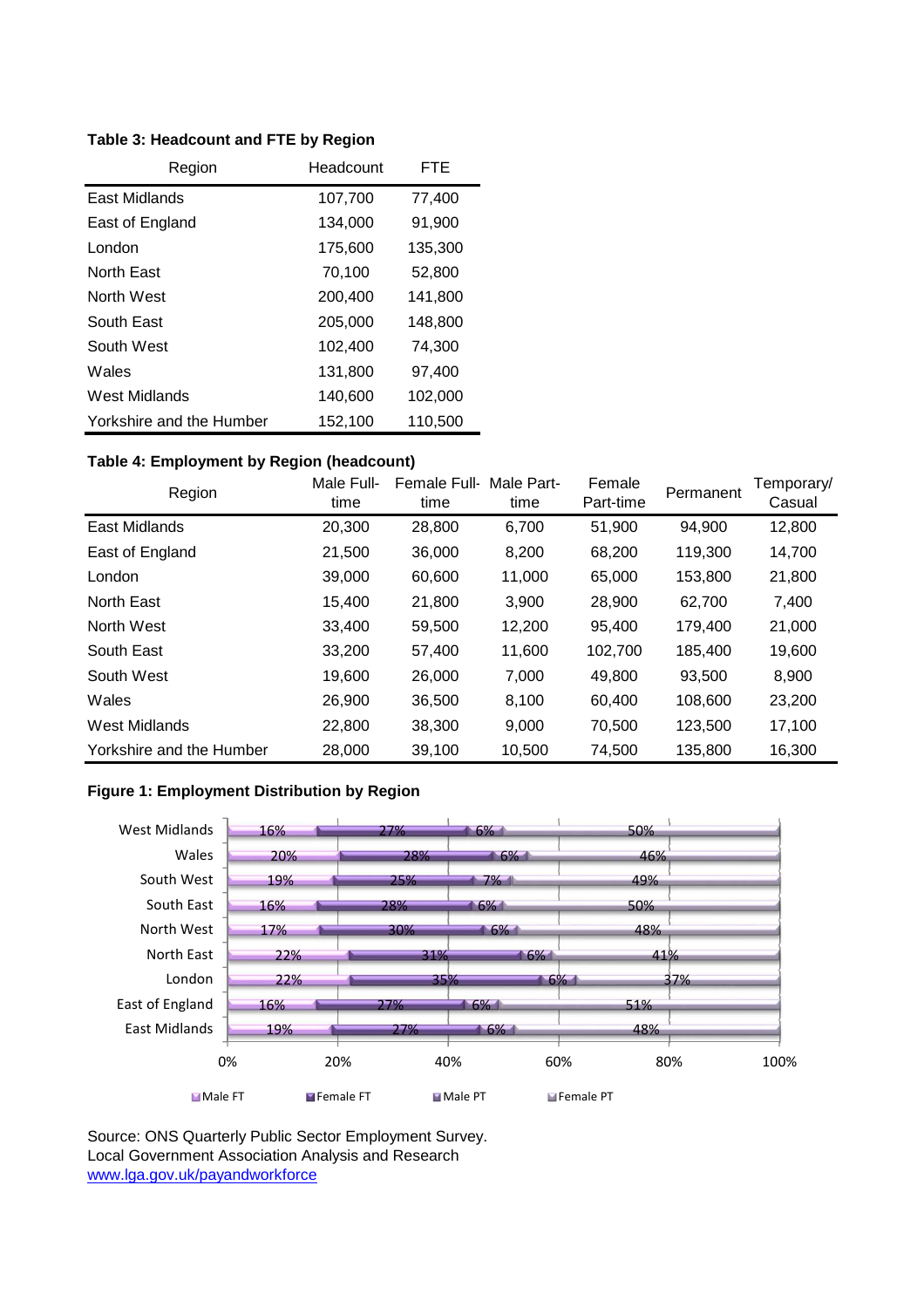**Table 3: Headcount and FTE by Region**

| Region | Headcount | FTE |
|---|---|---|
| East Midlands | 107,700 | 77,400 |
| East of England | 134,000 | 91,900 |
| London | 175,600 | 135,300 |
| North East | 70,100 | 52,800 |
| North West | 200,400 | 141,800 |
| South East | 205,000 | 148,800 |
| South West | 102,400 | 74,300 |
| Wales | 131,800 | 97,400 |
| West Midlands | 140,600 | 102,000 |
| Yorkshire and the Humber | 152,100 | 110,500 |

**Table 4: Employment by Region (headcount)**

| Region | Male Full-time | Female Full-time | Male Part-time | Female Part-time | Permanent | Temporary/ Casual |
|---|---|---|---|---|---|---|
| East Midlands | 20,300 | 28,800 | 6,700 | 51,900 | 94,900 | 12,800 |
| East of England | 21,500 | 36,000 | 8,200 | 68,200 | 119,300 | 14,700 |
| London | 39,000 | 60,600 | 11,000 | 65,000 | 153,800 | 21,800 |
| North East | 15,400 | 21,800 | 3,900 | 28,900 | 62,700 | 7,400 |
| North West | 33,400 | 59,500 | 12,200 | 95,400 | 179,400 | 21,000 |
| South East | 33,200 | 57,400 | 11,600 | 102,700 | 185,400 | 19,600 |
| South West | 19,600 | 26,000 | 7,000 | 49,800 | 93,500 | 8,900 |
| Wales | 26,900 | 36,500 | 8,100 | 60,400 | 108,600 | 23,200 |
| West Midlands | 22,800 | 38,300 | 9,000 | 70,500 | 123,500 | 17,100 |
| Yorkshire and the Humber | 28,000 | 39,100 | 10,500 | 74,500 | 135,800 | 16,300 |

**Figure 1: Employment Distribution by Region**

West Midlands 16% 27% 6% 50%
Wales 20% 28% 6% 46%
South West 19% 25% 7% 49%
South East 16% 28% 6% 50%
North West 17% 30% 6% 48%
North East 22% 31% 6% 41%
London 22% 35% 6% 37%
East of England 16% 27% 6% 51%
East Midlands 19% 27% 6% 48%

0% 20% 40% 60% 80% 100%

Male FT, Female FT, Male PT, Female PT

Source: ONS Quarterly Public Sector Employment Survey.
Local Government Association Analysis and Research
www.lga.gov.uk/payandworkforce